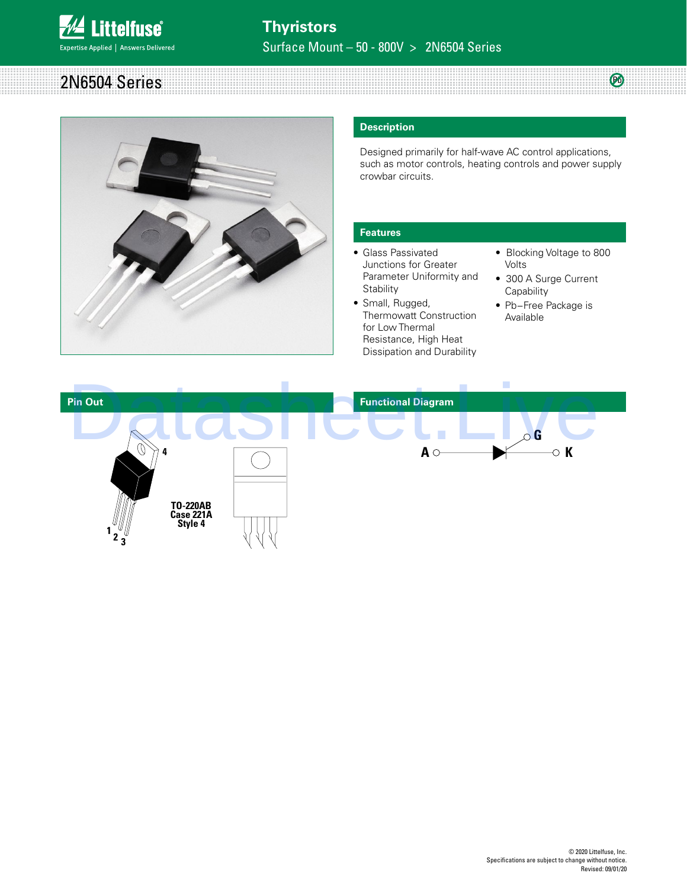# Thyristors

Surface Mount – 50 - 800V > 2N6504 Series

## 2N6504 Series

### Description

Designed primarily for half-wave AC control applications, such as motor controls, heating controls and power supply crowbar circuits.

### Features

- Glass Passivated Junctions for Greater Parameter Uniformity and Stability
- Small, Rugged, Thermowatt Construction for Low Thermal Resistance, High Heat Dissipation and Durability
- Blocking Voltage to 800 Volts
- 300 A Surge Current Capability
- Pb−Free Package is Available

### Pin Out

TO-220AB
Case 221A
Style 4

### Functional Diagram

A K G

© 2020 Littelfuse, Inc.
Specifications are subject to change without notice.
Revised: 09/01/20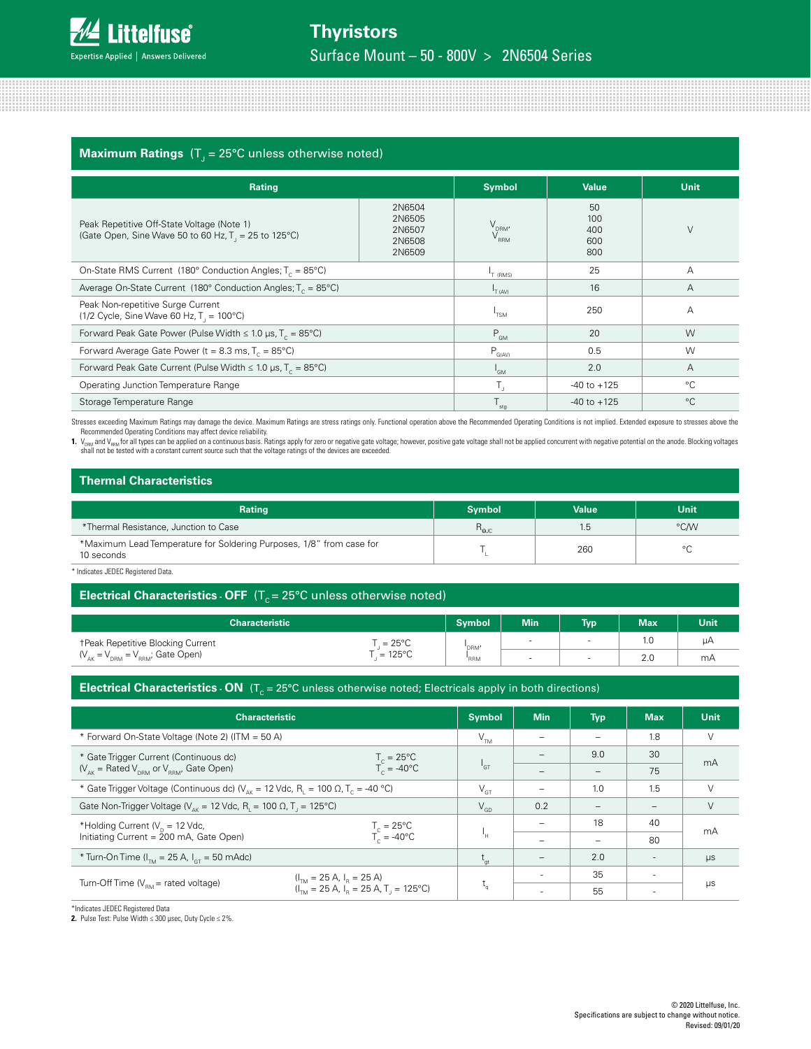## Maximum Ratings ($T_J$ = 25°C unless otherwise noted)

| Rating | | Symbol | Value | Unit |
|---|---|---|---|---|
| Peak Repetitive Off-State Voltage (Note 1) (Gate Open, Sine Wave 50 to 60 Hz, $T_J$ = 25 to 125°C) | 2N6504<br>2N6505<br>2N6507<br>2N6508<br>2N6509 | $V_{DRM}$, $V_{RRM}$ | 50<br>100<br>400<br>600<br>800 | V |
| On-State RMS Current (180° Conduction Angles; $T_C$ = 85°C) | | $I_{T(RMS)}$ | 25 | A |
| Average On-State Current (180° Conduction Angles; $T_C$ = 85°C) | | $I_{T(AV)}$ | 16 | A |
| Peak Non-repetitive Surge Current (1/2 Cycle, Sine Wave 60 Hz, $T_J$ = 100°C) | | $I_{TSM}$ | 250 | A |
| Forward Peak Gate Power (Pulse Width ≤ 1.0 µs, $T_C$ = 85°C) | | $P_{GM}$ | 20 | W |
| Forward Average Gate Power (t = 8.3 ms, $T_C$ = 85°C) | | $P_{G(AV)}$ | 0.5 | W |
| Forward Peak Gate Current (Pulse Width ≤ 1.0 µs, $T_C$ = 85°C) | | $I_{GM}$ | 2.0 | A |
| Operating Junction Temperature Range | | $T_J$ | -40 to +125 | °C |
| Storage Temperature Range | | $T_{stg}$ | -40 to +125 | °C |

Stresses exceeding Maximum Ratings may damage the device. Maximum Ratings are stress ratings only. Functional operation above the Recommended Operating Conditions is not implied. Extended exposure to stresses above the Recommended Operating Conditions may affect device reliability.

**1.** $V_{DRM}$ and $V_{RRM}$ for all types can be applied on a continuous basis. Ratings apply for zero or negative gate voltage; however, positive gate voltage shall not be applied concurrent with negative potential on the anode. Blocking voltages shall not be tested with a constant current source such that the voltage ratings of the devices are exceeded.

## Thermal Characteristics

| Rating | Symbol | Value | Unit |
|---|---|---|---|
| *Thermal Resistance, Junction to Case | $R_{\theta JC}$ | 1.5 | °C/W |
| *Maximum Lead Temperature for Soldering Purposes, 1/8" from case for 10 seconds | $T_L$ | 260 | °C |

\* Indicates JEDEC Registered Data.

## Electrical Characteristics - OFF ($T_C$ = 25°C unless otherwise noted)

| Characteristic | | Symbol | Min | Typ | Max | Unit |
|---|---|---|---|---|---|---|
| †Peak Repetitive Blocking Current ($V_{AK}$ = $V_{DRM}$ = $V_{RRM}$; Gate Open) | $T_J$ = 25°C | $I_{DRM}$, $I_{RRM}$ | - | - | 1.0 | µA |
| | $T_J$ = 125°C | | - | - | 2.0 | mA |

## Electrical Characteristics - ON ($T_C$ = 25°C unless otherwise noted; Electricals apply in both directions)

| Characteristic | | Symbol | Min | Typ | Max | Unit |
|---|---|---|---|---|---|---|
| * Forward On-State Voltage (Note 2) (ITM = 50 A) | | $V_{TM}$ | – | – | 1.8 | V |
| * Gate Trigger Current (Continuous dc) ($V_{AK}$ = Rated $V_{DRM}$ or $V_{RRM}$, Gate Open) | $T_C$ = 25°C | $I_{GT}$ | – | 9.0 | 30 | mA |
| | $T_C$ = -40°C | | – | – | 75 | |
| * Gate Trigger Voltage (Continuous dc) ($V_{AK}$ = 12 Vdc, $R_L$ = 100 Ω, $T_C$ = -40 °C) | | $V_{GT}$ | – | 1.0 | 1.5 | V |
| Gate Non-Trigger Voltage ($V_{AK}$ = 12 Vdc, $R_L$ = 100 Ω, $T_J$ = 125°C) | | $V_{GD}$ | 0.2 | – | – | V |
| *Holding Current ($V_D$ = 12 Vdc, Initiating Current = 200 mA, Gate Open) | $T_C$ = 25°C | $I_H$ | – | 18 | 40 | mA |
| | $T_C$ = -40°C | | – | – | 80 | |
| * Turn-On Time ($I_{TM}$ = 25 A, $I_{GT}$ = 50 mAdc) | | $t_{gt}$ | – | 2.0 | - | µs |
| Turn-Off Time ($V_{RM}$ = rated voltage) | ($I_{TM}$ = 25 A, $I_R$ = 25 A) | $t_q$ | - | 35 | - | µs |
| | ($I_{TM}$ = 25 A, $I_R$ = 25 A, $T_J$ = 125°C) | | - | 55 | - | |

*Indicates JEDEC Registered Data

**2.** Pulse Test: Pulse Width ≤ 300 µsec, Duty Cycle ≤ 2%.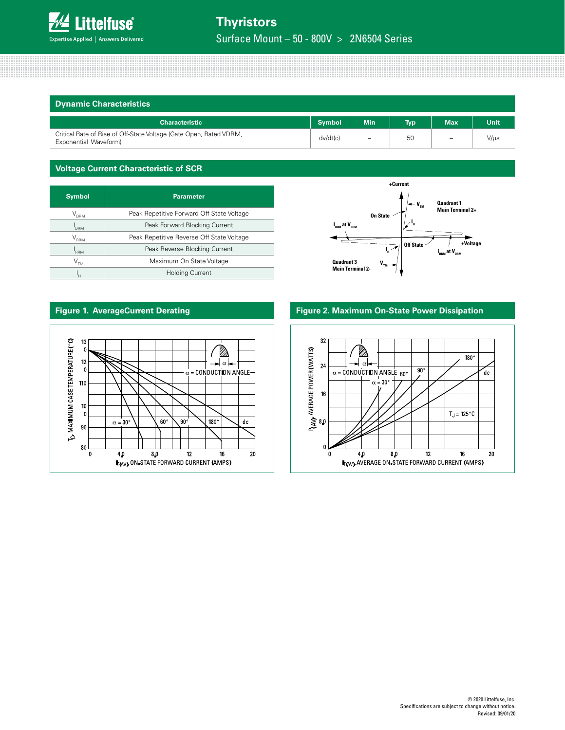## Dynamic Characteristics

| Characteristic | Symbol | Min | Typ | Max | Unit |
|---|---|---|---|---|---|
| Critical Rate of Rise of Off-State Voltage (Gate Open, Rated VDRM, Exponential Waveform) | dv/dt(c) | – | 50 | – | V/µs |

## Voltage Current Characteristic of SCR

| Symbol | Parameter |
|---|---|
| $V_{DRM}$ | Peak Repetitive Forward Off State Voltage |
| $I_{DRM}$ | Peak Forward Blocking Current |
| $V_{RRM}$ | Peak Repetitive Reverse Off State Voltage |
| $I_{RRM}$ | Peak Reverse Blocking Current |
| $V_{TM}$ | Maximum On State Voltage |
| $I_H$ | Holding Current |

## Figure 1. AverageCurrent Derating

## Figure 2. Maximum On-State Power Dissipation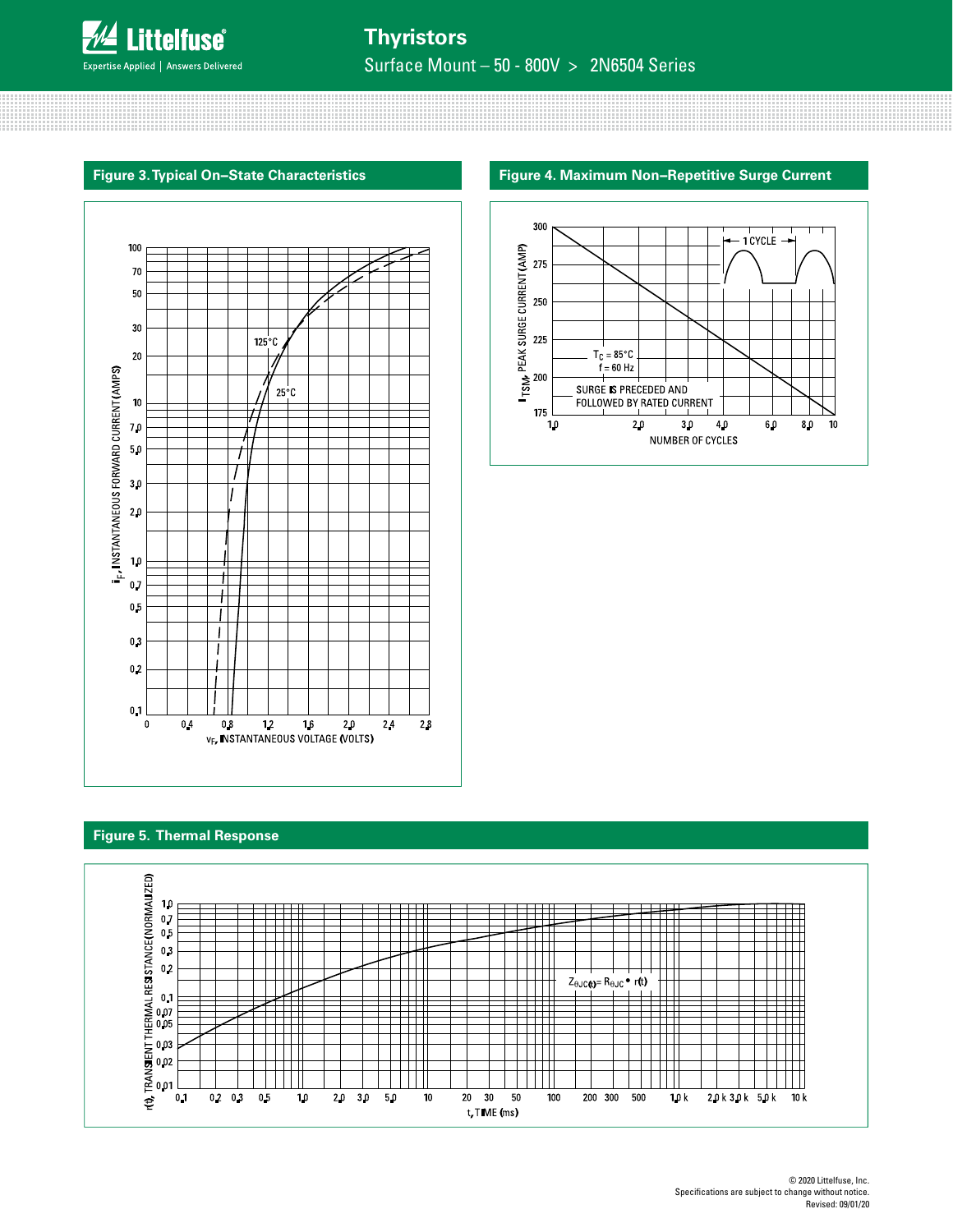## Figure 3. Typical On–State Characteristics

$i_F$, INSTANTANEOUS FORWARD CURRENT (AMPS)

125°C

25°C

$v_F$, INSTANTANEOUS VOLTAGE (VOLTS)

## Figure 4. Maximum Non–Repetitive Surge Current

$I_{TSM}$, PEAK SURGE CURRENT (AMP)

1 CYCLE

$T_C$ = 85°C
f = 60 Hz

SURGE IS PRECEDED AND FOLLOWED BY RATED CURRENT

NUMBER OF CYCLES

## Figure 5. Thermal Response

r(t), TRANSIENT THERMAL RESISTANCE (NORMALIZED)

$Z_{\theta JC(t)} = R_{\theta JC} \bullet r(t)$

t, TIME (ms)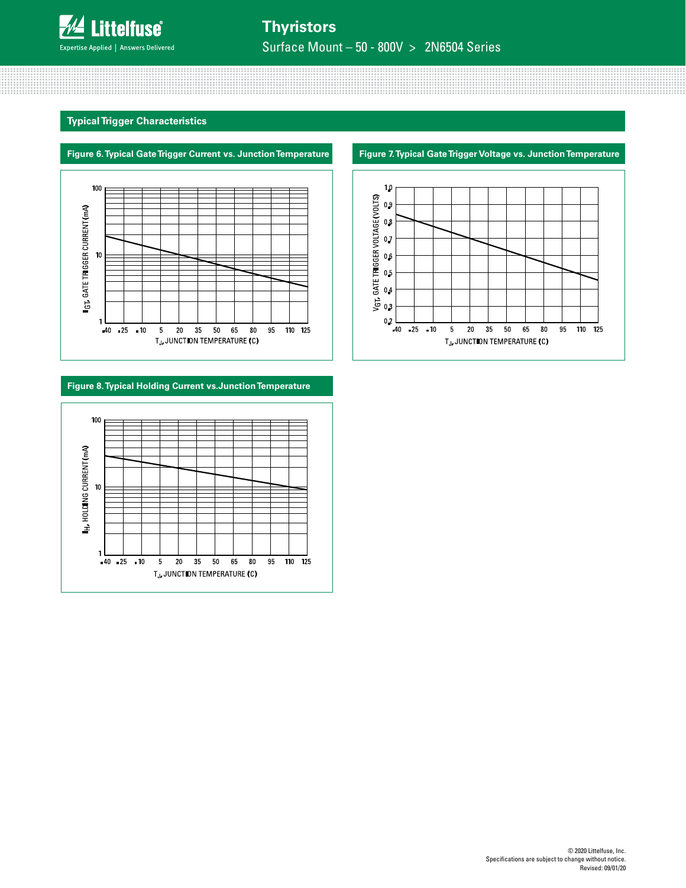## Typical Trigger Characteristics

### Figure 6. Typical Gate Trigger Current vs. Junction Temperature

$I_{GT}$, GATE TRIGGER CURRENT (mA)

100

10

1

-40 -25 -10 5 20 35 50 65 80 95 110 125

$T_J$, JUNCTION TEMPERATURE (C)

### Figure 7. Typical Gate Trigger Voltage vs. Junction Temperature

$V_{GT}$, GATE TRIGGER VOLTAGE (VOLTS)

1.0 0.9 0.8 0.7 0.6 0.5 0.4 0.3 0.2

-40 -25 -10 5 20 35 50 65 80 95 110 125

$T_J$, JUNCTION TEMPERATURE (C)

### Figure 8. Typical Holding Current vs. Junction Temperature

$I_H$, HOLDING CURRENT (mA)

100

10

1

-40 -25 -10 5 20 35 50 65 80 95 110 125

$T_J$, JUNCTION TEMPERATURE (C)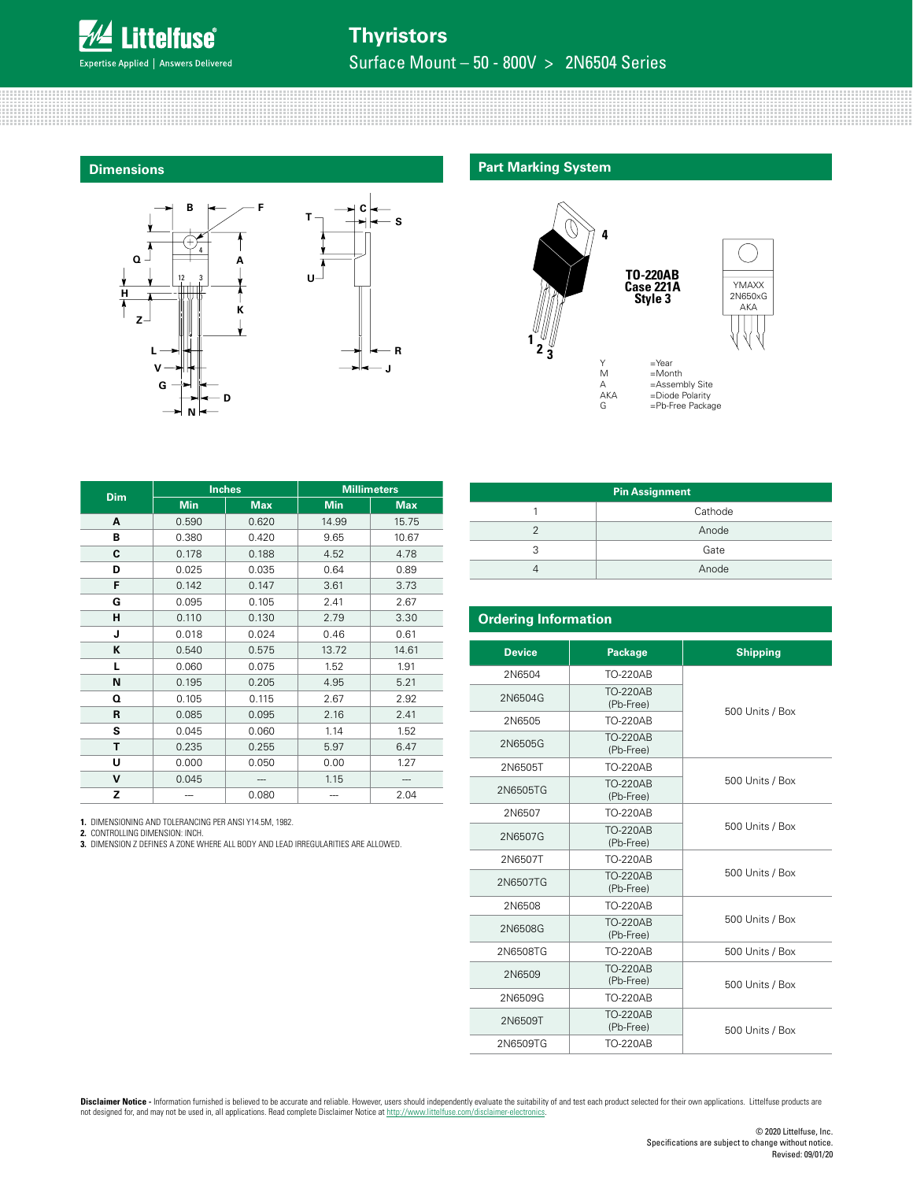## Dimensions

| Dim | Inches | | Millimeters | |
|---|---|---|---|---|
| | Min | Max | Min | Max |
| A | 0.590 | 0.620 | 14.99 | 15.75 |
| B | 0.380 | 0.420 | 9.65 | 10.67 |
| C | 0.178 | 0.188 | 4.52 | 4.78 |
| D | 0.025 | 0.035 | 0.64 | 0.89 |
| F | 0.142 | 0.147 | 3.61 | 3.73 |
| G | 0.095 | 0.105 | 2.41 | 2.67 |
| H | 0.110 | 0.130 | 2.79 | 3.30 |
| J | 0.018 | 0.024 | 0.46 | 0.61 |
| K | 0.540 | 0.575 | 13.72 | 14.61 |
| L | 0.060 | 0.075 | 1.52 | 1.91 |
| N | 0.195 | 0.205 | 4.95 | 5.21 |
| Q | 0.105 | 0.115 | 2.67 | 2.92 |
| R | 0.085 | 0.095 | 2.16 | 2.41 |
| S | 0.045 | 0.060 | 1.14 | 1.52 |
| T | 0.235 | 0.255 | 5.97 | 6.47 |
| U | 0.000 | 0.050 | 0.00 | 1.27 |
| V | 0.045 | --- | 1.15 | --- |
| Z | --- | 0.080 | --- | 2.04 |

1. DIMENSIONING AND TOLERANCING PER ANSI Y14.5M, 1982.
2. CONTROLLING DIMENSION: INCH.
3. DIMENSION Z DEFINES A ZONE WHERE ALL BODY AND LEAD IRREGULARITIES ARE ALLOWED.

## Part Marking System

TO-220AB
Case 221A
Style 3

YMAXX
2N650xG
AKA

Y =Year
M =Month
A =Assembly Site
AKA =Diode Polarity
G =Pb-Free Package

| Pin Assignment | |
|---|---|
| 1 | Cathode |
| 2 | Anode |
| 3 | Gate |
| 4 | Anode |

## Ordering Information

| Device | Package | Shipping |
|---|---|---|
| 2N6504 | TO-220AB | 500 Units / Box |
| 2N6504G | TO-220AB (Pb-Free) | |
| 2N6505 | TO-220AB | |
| 2N6505G | TO-220AB (Pb-Free) | |
| 2N6505T | TO-220AB | 500 Units / Box |
| 2N6505TG | TO-220AB (Pb-Free) | |
| 2N6507 | TO-220AB | 500 Units / Box |
| 2N6507G | TO-220AB (Pb-Free) | |
| 2N6507T | TO-220AB | 500 Units / Box |
| 2N6507TG | TO-220AB (Pb-Free) | |
| 2N6508 | TO-220AB | 500 Units / Box |
| 2N6508G | TO-220AB (Pb-Free) | |
| 2N6508TG | TO-220AB | 500 Units / Box |
| 2N6509 | TO-220AB (Pb-Free) | 500 Units / Box |
| 2N6509G | TO-220AB | |
| 2N6509T | TO-220AB (Pb-Free) | 500 Units / Box |
| 2N6509TG | TO-220AB | |

**Disclaimer Notice -** Information furnished is believed to be accurate and reliable. However, users should independently evaluate the suitability of and test each product selected for their own applications. Littelfuse products are not designed for, and may not be used in, all applications. Read complete Disclaimer Notice at http://www.littelfuse.com/disclaimer-electronics.

© 2020 Littelfuse, Inc.
Specifications are subject to change without notice.
Revised: 09/01/20